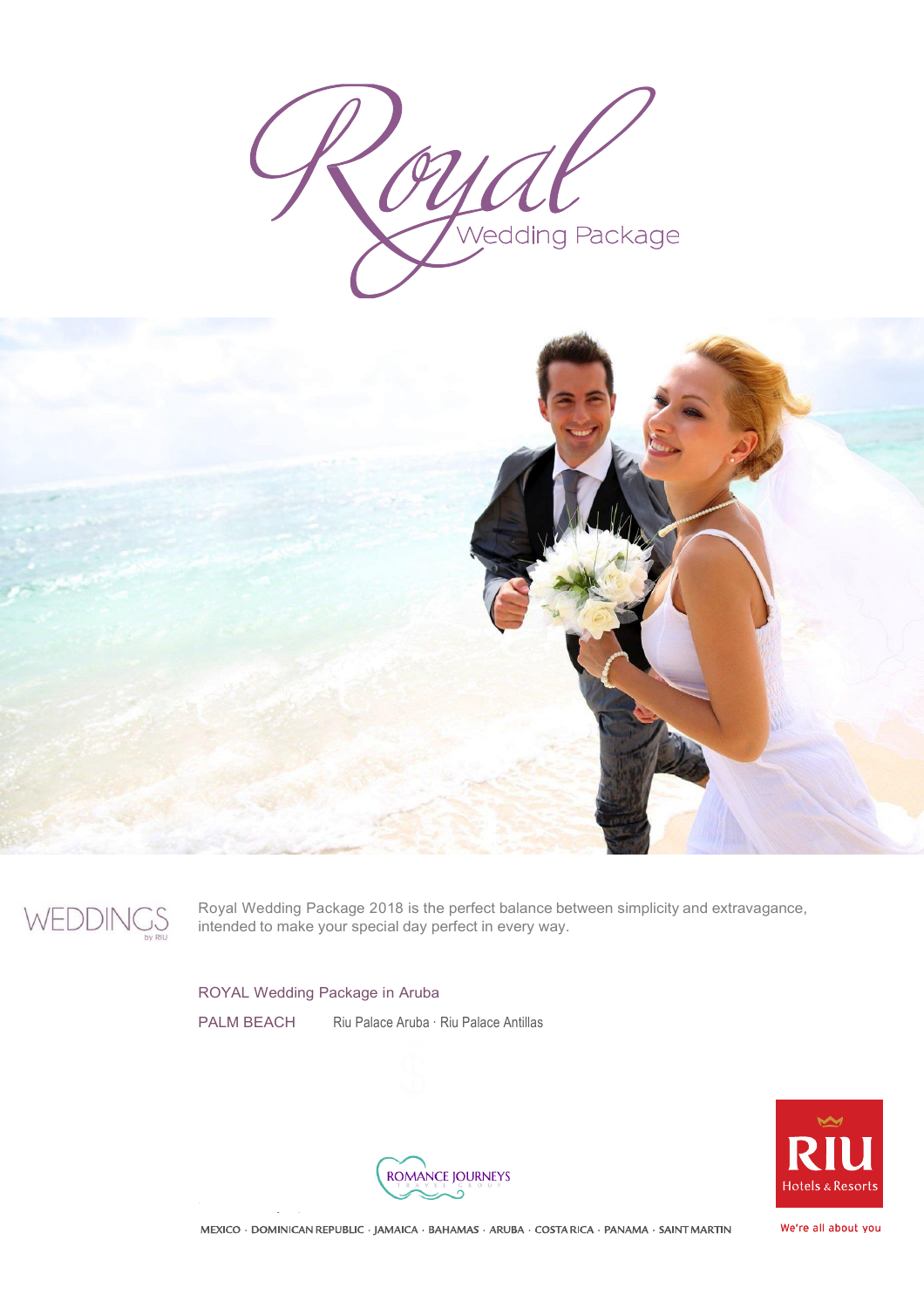# Royal

## Wedding Package

WEDDINGS by RIU

Royal Wedding Package 2018 is the perfect balance between simplicity and extravagance, intended to make your special day perfect in every way.

ROYAL Wedding Package in Aruba

PALM BEACH Riu Palace Aruba · Riu Palace Antillas

ROMANCE JOURNEYS TRAVEL GROUP

RIU Hotels & Resorts

MEXICO · DOMINICAN REPUBLIC · JAMAICA · BAHAMAS · ARUBA · COSTA RICA · PANAMA · SAINT MARTIN

We're all about you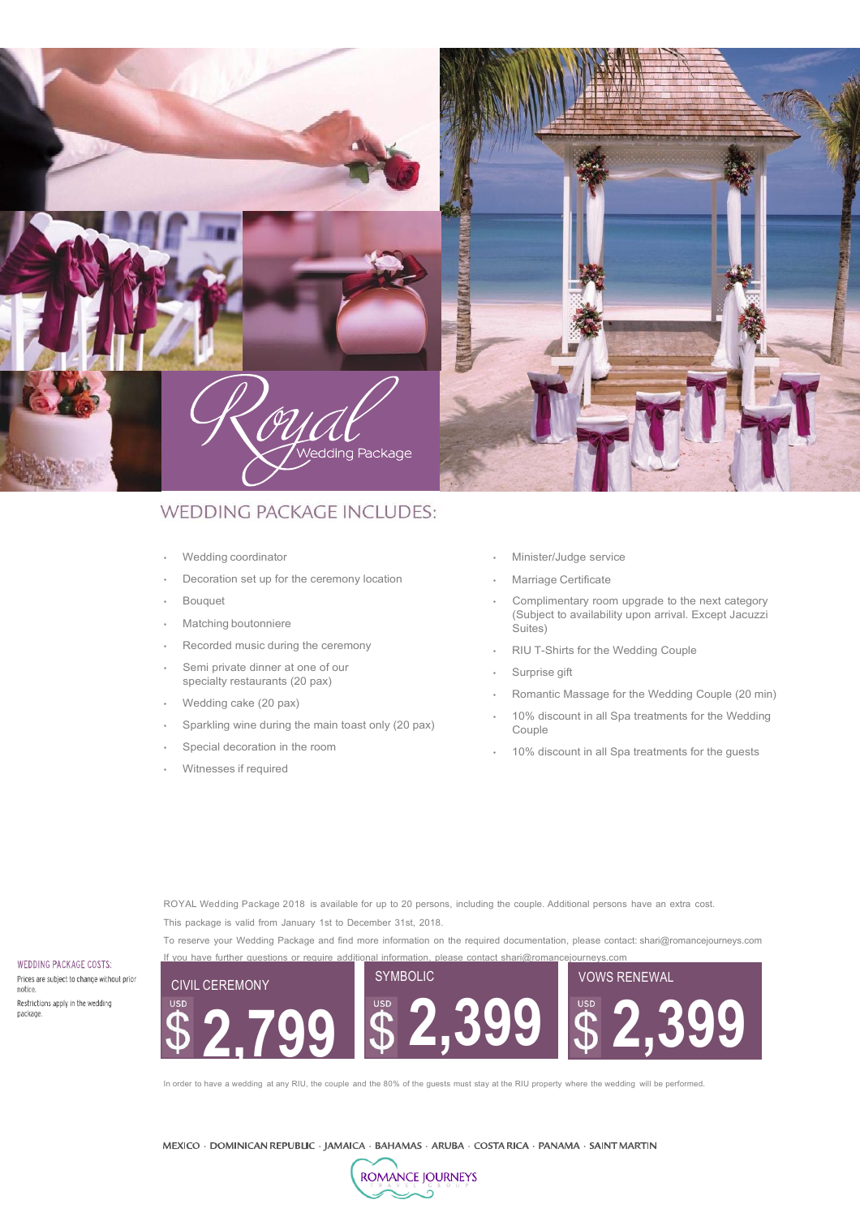# Royal Wedding Package

## WEDDING PACKAGE INCLUDES:

- Wedding coordinator
- Decoration set up for the ceremony location
- Bouquet
- Matching boutonniere
- Recorded music during the ceremony
- Semi private dinner at one of our specialty restaurants (20 pax)
- Wedding cake (20 pax)
- Sparkling wine during the main toast only (20 pax)
- Special decoration in the room
- Witnesses if required
- Minister/Judge service
- Marriage Certificate
- Complimentary room upgrade to the next category (Subject to availability upon arrival. Except Jacuzzi Suites)
- RIU T-Shirts for the Wedding Couple
- Surprise gift
- Romantic Massage for the Wedding Couple (20 min)
- 10% discount in all Spa treatments for the Wedding Couple
- 10% discount in all Spa treatments for the guests

ROYAL Wedding Package 2018 is available for up to 20 persons, including the couple. Additional persons have an extra cost.

This package is valid from January 1st to December 31st, 2018.

To reserve your Wedding Package and find more information on the required documentation, please contact: shari@romancejourneys.com

If you have further questions or require additional information, please contact shari@romancejourneys.com

### WEDDING PACKAGE COSTS:

Prices are subject to change without prior notice.

Restrictions apply in the wedding package.

| CIVIL CEREMONY | SYMBOLIC | VOWS RENEWAL |
|---|---|---|
| USD $ 2,799 | USD $ 2,399 | USD $ 2,399 |

In order to have a wedding at any RIU, the couple and the 80% of the guests must stay at the RIU property where the wedding will be performed.

MEXICO · DOMINICAN REPUBLIC · JAMAICA · BAHAMAS · ARUBA · COSTA RICA · PANAMA · SAINT MARTIN

ROMANCE JOURNEYS TRAVEL GROUP